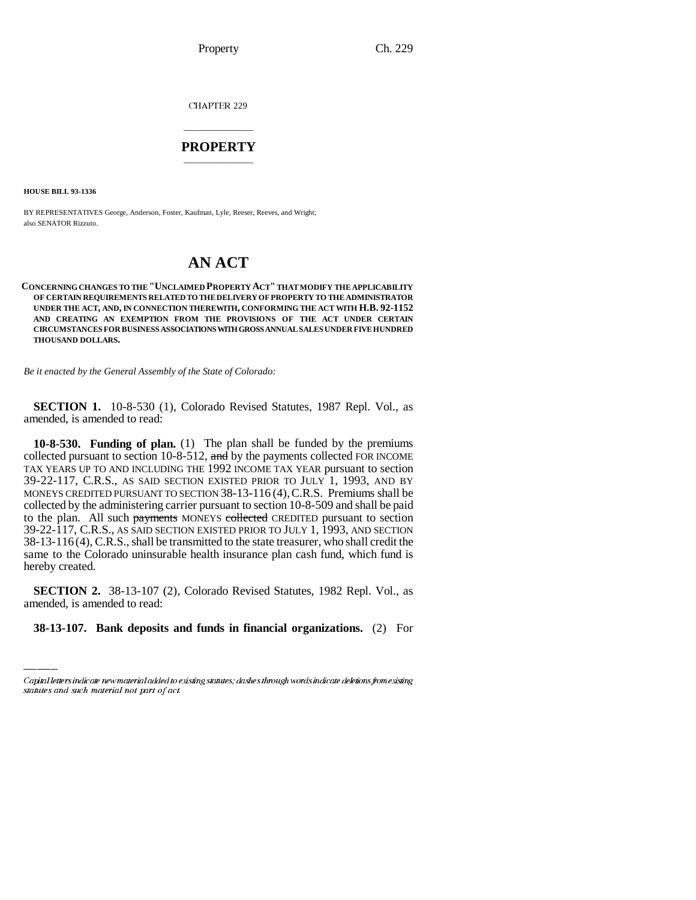CHAPTER 229

# PROPERTY

**HOUSE BILL 93-1336**

BY REPRESENTATIVES George, Anderson, Foster, Kaufman, Lyle, Reeser, Reeves, and Wright; also SENATOR Rizzuto.

# AN ACT

**CONCERNING CHANGES TO THE "UNCLAIMED PROPERTY ACT" THAT MODIFY THE APPLICABILITY OF CERTAIN REQUIREMENTS RELATED TO THE DELIVERY OF PROPERTY TO THE ADMINISTRATOR UNDER THE ACT, AND, IN CONNECTION THEREWITH, CONFORMING THE ACT WITH H.B. 92-1152 AND CREATING AN EXEMPTION FROM THE PROVISIONS OF THE ACT UNDER CERTAIN CIRCUMSTANCES FOR BUSINESS ASSOCIATIONS WITH GROSS ANNUAL SALES UNDER FIVE HUNDRED THOUSAND DOLLARS.**

*Be it enacted by the General Assembly of the State of Colorado:*

**SECTION 1.** 10-8-530 (1), Colorado Revised Statutes, 1987 Repl. Vol., as amended, is amended to read:

**10-8-530. Funding of plan.** (1) The plan shall be funded by the premiums collected pursuant to section 10-8-512, ~~and~~ by the payments collected FOR INCOME TAX YEARS UP TO AND INCLUDING THE 1992 INCOME TAX YEAR pursuant to section 39-22-117, C.R.S., AS SAID SECTION EXISTED PRIOR TO JULY 1, 1993, AND BY MONEYS CREDITED PURSUANT TO SECTION 38-13-116 (4), C.R.S. Premiums shall be collected by the administering carrier pursuant to section 10-8-509 and shall be paid to the plan. All such ~~payments~~ MONEYS ~~collected~~ CREDITED pursuant to section 39-22-117, C.R.S., AS SAID SECTION EXISTED PRIOR TO JULY 1, 1993, AND SECTION 38-13-116 (4), C.R.S., shall be transmitted to the state treasurer, who shall credit the same to the Colorado uninsurable health insurance plan cash fund, which fund is hereby created.

**SECTION 2.** 38-13-107 (2), Colorado Revised Statutes, 1982 Repl. Vol., as amended, is amended to read:

**38-13-107. Bank deposits and funds in financial organizations.** (2) For

Capital letters indicate new material added to existing statutes; dashes through words indicate deletions from existing statutes and such material not part of act.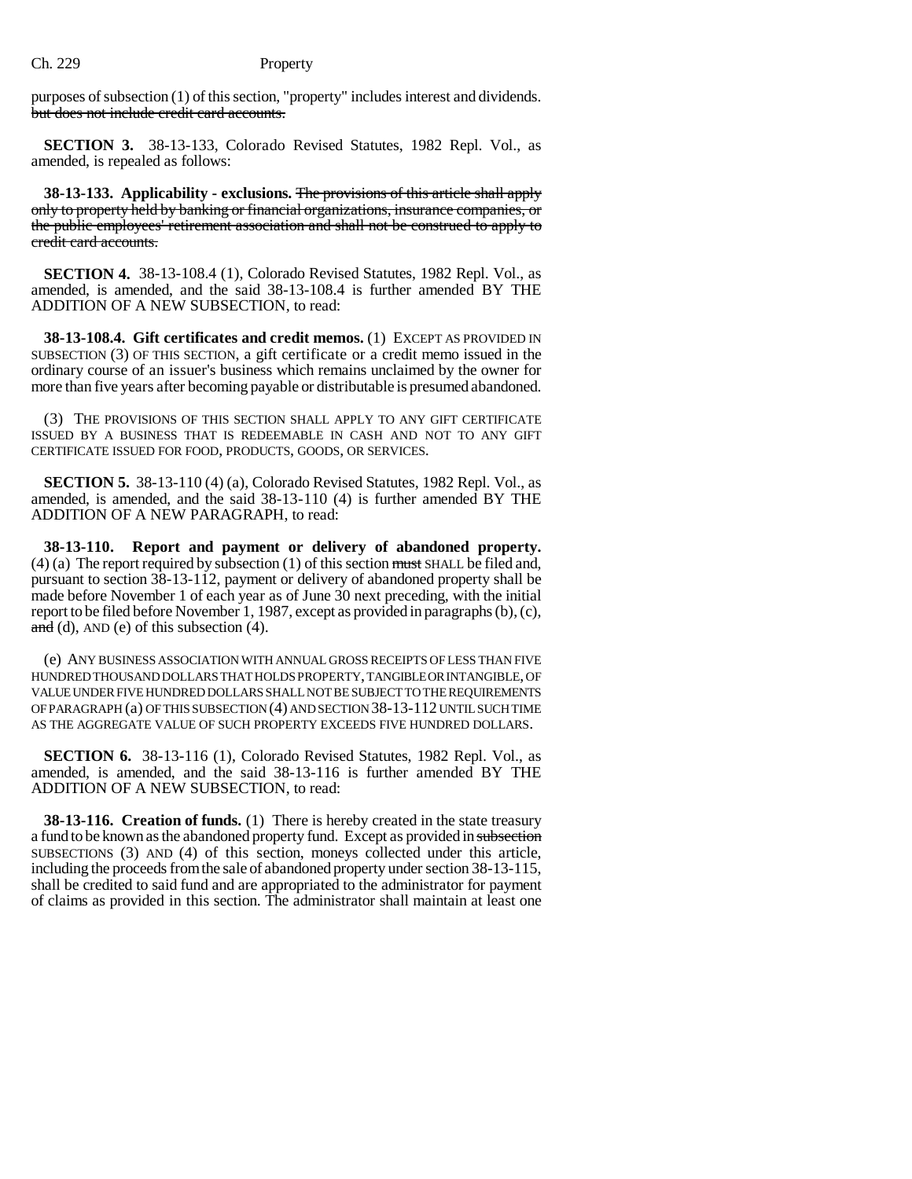purposes of subsection (1) of this section, "property" includes interest and dividends. ~~but does not include credit card accounts.~~

**SECTION 3.** 38-13-133, Colorado Revised Statutes, 1982 Repl. Vol., as amended, is repealed as follows:

**38-13-133. Applicability - exclusions.** ~~The provisions of this article shall apply only to property held by banking or financial organizations, insurance companies, or the public employees' retirement association and shall not be construed to apply to credit card accounts.~~

**SECTION 4.** 38-13-108.4 (1), Colorado Revised Statutes, 1982 Repl. Vol., as amended, is amended, and the said 38-13-108.4 is further amended BY THE ADDITION OF A NEW SUBSECTION, to read:

**38-13-108.4. Gift certificates and credit memos.** (1) EXCEPT AS PROVIDED IN SUBSECTION (3) OF THIS SECTION, a gift certificate or a credit memo issued in the ordinary course of an issuer's business which remains unclaimed by the owner for more than five years after becoming payable or distributable is presumed abandoned.

(3) THE PROVISIONS OF THIS SECTION SHALL APPLY TO ANY GIFT CERTIFICATE ISSUED BY A BUSINESS THAT IS REDEEMABLE IN CASH AND NOT TO ANY GIFT CERTIFICATE ISSUED FOR FOOD, PRODUCTS, GOODS, OR SERVICES.

**SECTION 5.** 38-13-110 (4) (a), Colorado Revised Statutes, 1982 Repl. Vol., as amended, is amended, and the said 38-13-110 (4) is further amended BY THE ADDITION OF A NEW PARAGRAPH, to read:

**38-13-110. Report and payment or delivery of abandoned property.** (4) (a) The report required by subsection (1) of this section ~~must~~ SHALL be filed and, pursuant to section 38-13-112, payment or delivery of abandoned property shall be made before November 1 of each year as of June 30 next preceding, with the initial report to be filed before November 1, 1987, except as provided in paragraphs (b), (c), ~~and~~ (d), AND (e) of this subsection (4).

(e) ANY BUSINESS ASSOCIATION WITH ANNUAL GROSS RECEIPTS OF LESS THAN FIVE HUNDRED THOUSAND DOLLARS THAT HOLDS PROPERTY, TANGIBLE OR INTANGIBLE, OF VALUE UNDER FIVE HUNDRED DOLLARS SHALL NOT BE SUBJECT TO THE REQUIREMENTS OF PARAGRAPH (a) OF THIS SUBSECTION (4) AND SECTION 38-13-112 UNTIL SUCH TIME AS THE AGGREGATE VALUE OF SUCH PROPERTY EXCEEDS FIVE HUNDRED DOLLARS.

**SECTION 6.** 38-13-116 (1), Colorado Revised Statutes, 1982 Repl. Vol., as amended, is amended, and the said 38-13-116 is further amended BY THE ADDITION OF A NEW SUBSECTION, to read:

**38-13-116. Creation of funds.** (1) There is hereby created in the state treasury a fund to be known as the abandoned property fund. Except as provided in ~~subsection~~ SUBSECTIONS (3) AND (4) of this section, moneys collected under this article, including the proceeds from the sale of abandoned property under section 38-13-115, shall be credited to said fund and are appropriated to the administrator for payment of claims as provided in this section. The administrator shall maintain at least one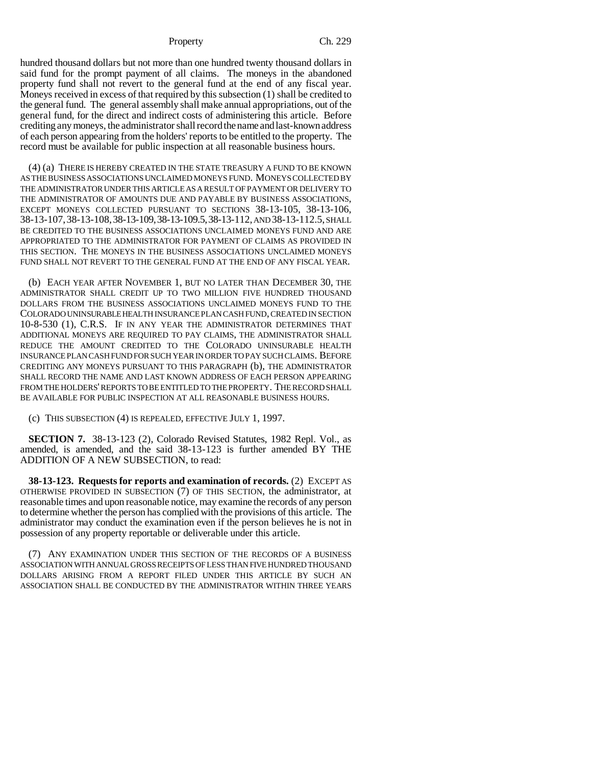hundred thousand dollars but not more than one hundred twenty thousand dollars in said fund for the prompt payment of all claims. The moneys in the abandoned property fund shall not revert to the general fund at the end of any fiscal year. Moneys received in excess of that required by this subsection (1) shall be credited to the general fund. The general assembly shall make annual appropriations, out of the general fund, for the direct and indirect costs of administering this article. Before crediting any moneys, the administrator shall record the name and last-known address of each person appearing from the holders' reports to be entitled to the property. The record must be available for public inspection at all reasonable business hours.

(4) (a) THERE IS HEREBY CREATED IN THE STATE TREASURY A FUND TO BE KNOWN AS THE BUSINESS ASSOCIATIONS UNCLAIMED MONEYS FUND. MONEYS COLLECTED BY THE ADMINISTRATOR UNDER THIS ARTICLE AS A RESULT OF PAYMENT OR DELIVERY TO THE ADMINISTRATOR OF AMOUNTS DUE AND PAYABLE BY BUSINESS ASSOCIATIONS, EXCEPT MONEYS COLLECTED PURSUANT TO SECTIONS 38-13-105, 38-13-106, 38-13-107, 38-13-108, 38-13-109, 38-13-109.5, 38-13-112, AND 38-13-112.5, SHALL BE CREDITED TO THE BUSINESS ASSOCIATIONS UNCLAIMED MONEYS FUND AND ARE APPROPRIATED TO THE ADMINISTRATOR FOR PAYMENT OF CLAIMS AS PROVIDED IN THIS SECTION. THE MONEYS IN THE BUSINESS ASSOCIATIONS UNCLAIMED MONEYS FUND SHALL NOT REVERT TO THE GENERAL FUND AT THE END OF ANY FISCAL YEAR.

(b) EACH YEAR AFTER NOVEMBER 1, BUT NO LATER THAN DECEMBER 30, THE ADMINISTRATOR SHALL CREDIT UP TO TWO MILLION FIVE HUNDRED THOUSAND DOLLARS FROM THE BUSINESS ASSOCIATIONS UNCLAIMED MONEYS FUND TO THE COLORADO UNINSURABLE HEALTH INSURANCE PLAN CASH FUND, CREATED IN SECTION 10-8-530 (1), C.R.S. IF IN ANY YEAR THE ADMINISTRATOR DETERMINES THAT ADDITIONAL MONEYS ARE REQUIRED TO PAY CLAIMS, THE ADMINISTRATOR SHALL REDUCE THE AMOUNT CREDITED TO THE COLORADO UNINSURABLE HEALTH INSURANCE PLAN CASH FUND FOR SUCH YEAR IN ORDER TO PAY SUCH CLAIMS. BEFORE CREDITING ANY MONEYS PURSUANT TO THIS PARAGRAPH (b), THE ADMINISTRATOR SHALL RECORD THE NAME AND LAST KNOWN ADDRESS OF EACH PERSON APPEARING FROM THE HOLDERS' REPORTS TO BE ENTITLED TO THE PROPERTY. THE RECORD SHALL BE AVAILABLE FOR PUBLIC INSPECTION AT ALL REASONABLE BUSINESS HOURS.

(c) THIS SUBSECTION (4) IS REPEALED, EFFECTIVE JULY 1, 1997.

**SECTION 7.** 38-13-123 (2), Colorado Revised Statutes, 1982 Repl. Vol., as amended, is amended, and the said 38-13-123 is further amended BY THE ADDITION OF A NEW SUBSECTION, to read:

**38-13-123. Requests for reports and examination of records.** (2) EXCEPT AS OTHERWISE PROVIDED IN SUBSECTION (7) OF THIS SECTION, the administrator, at reasonable times and upon reasonable notice, may examine the records of any person to determine whether the person has complied with the provisions of this article. The administrator may conduct the examination even if the person believes he is not in possession of any property reportable or deliverable under this article.

(7) ANY EXAMINATION UNDER THIS SECTION OF THE RECORDS OF A BUSINESS ASSOCIATION WITH ANNUAL GROSS RECEIPTS OF LESS THAN FIVE HUNDRED THOUSAND DOLLARS ARISING FROM A REPORT FILED UNDER THIS ARTICLE BY SUCH AN ASSOCIATION SHALL BE CONDUCTED BY THE ADMINISTRATOR WITHIN THREE YEARS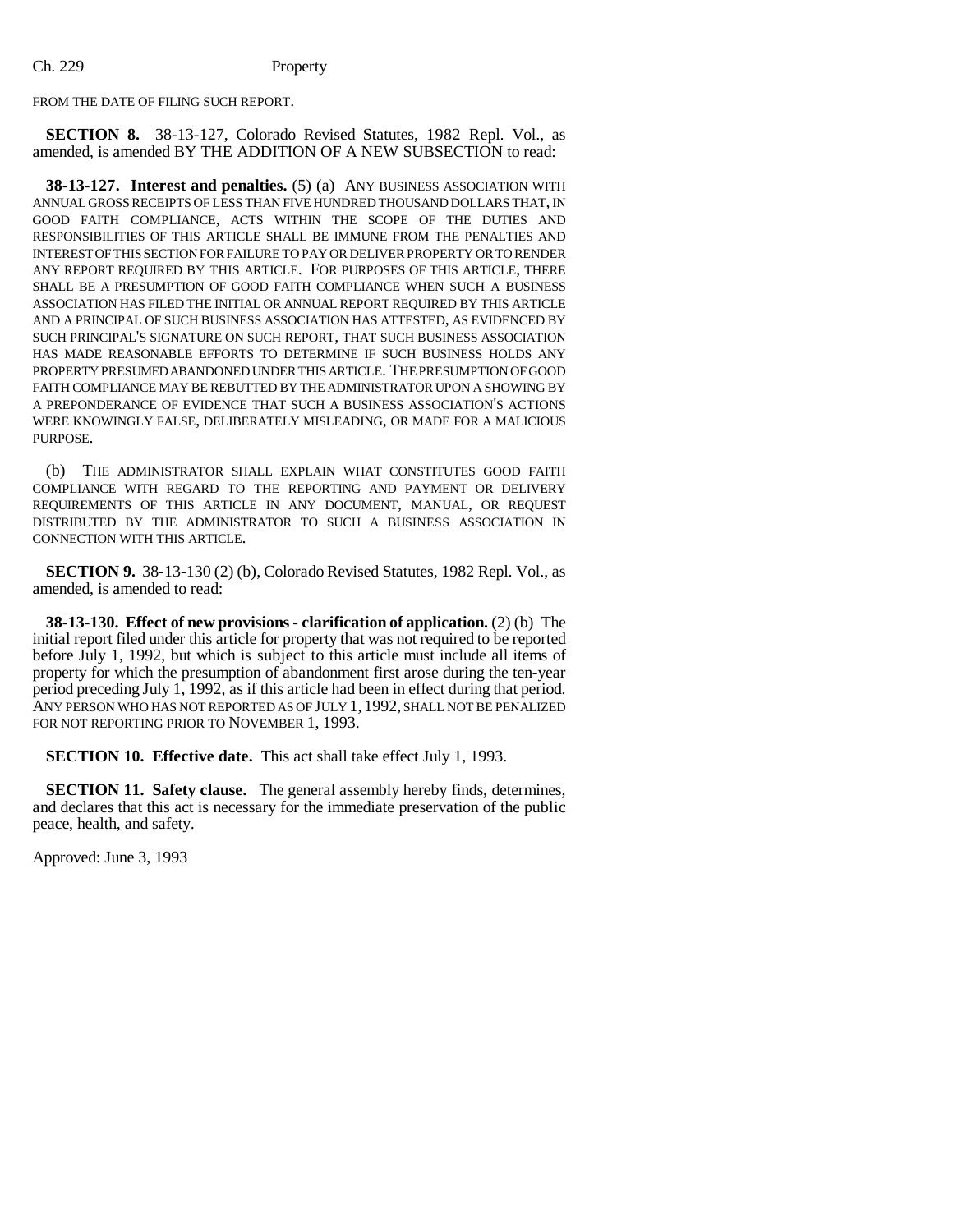FROM THE DATE OF FILING SUCH REPORT.

**SECTION 8.** 38-13-127, Colorado Revised Statutes, 1982 Repl. Vol., as amended, is amended BY THE ADDITION OF A NEW SUBSECTION to read:

**38-13-127. Interest and penalties.** (5) (a) ANY BUSINESS ASSOCIATION WITH ANNUAL GROSS RECEIPTS OF LESS THAN FIVE HUNDRED THOUSAND DOLLARS THAT, IN GOOD FAITH COMPLIANCE, ACTS WITHIN THE SCOPE OF THE DUTIES AND RESPONSIBILITIES OF THIS ARTICLE SHALL BE IMMUNE FROM THE PENALTIES AND INTEREST OF THIS SECTION FOR FAILURE TO PAY OR DELIVER PROPERTY OR TO RENDER ANY REPORT REQUIRED BY THIS ARTICLE. FOR PURPOSES OF THIS ARTICLE, THERE SHALL BE A PRESUMPTION OF GOOD FAITH COMPLIANCE WHEN SUCH A BUSINESS ASSOCIATION HAS FILED THE INITIAL OR ANNUAL REPORT REQUIRED BY THIS ARTICLE AND A PRINCIPAL OF SUCH BUSINESS ASSOCIATION HAS ATTESTED, AS EVIDENCED BY SUCH PRINCIPAL'S SIGNATURE ON SUCH REPORT, THAT SUCH BUSINESS ASSOCIATION HAS MADE REASONABLE EFFORTS TO DETERMINE IF SUCH BUSINESS HOLDS ANY PROPERTY PRESUMED ABANDONED UNDER THIS ARTICLE. THE PRESUMPTION OF GOOD FAITH COMPLIANCE MAY BE REBUTTED BY THE ADMINISTRATOR UPON A SHOWING BY A PREPONDERANCE OF EVIDENCE THAT SUCH A BUSINESS ASSOCIATION'S ACTIONS WERE KNOWINGLY FALSE, DELIBERATELY MISLEADING, OR MADE FOR A MALICIOUS PURPOSE.

(b) THE ADMINISTRATOR SHALL EXPLAIN WHAT CONSTITUTES GOOD FAITH COMPLIANCE WITH REGARD TO THE REPORTING AND PAYMENT OR DELIVERY REQUIREMENTS OF THIS ARTICLE IN ANY DOCUMENT, MANUAL, OR REQUEST DISTRIBUTED BY THE ADMINISTRATOR TO SUCH A BUSINESS ASSOCIATION IN CONNECTION WITH THIS ARTICLE.

**SECTION 9.** 38-13-130 (2) (b), Colorado Revised Statutes, 1982 Repl. Vol., as amended, is amended to read:

**38-13-130. Effect of new provisions - clarification of application.** (2) (b) The initial report filed under this article for property that was not required to be reported before July 1, 1992, but which is subject to this article must include all items of property for which the presumption of abandonment first arose during the ten-year period preceding July 1, 1992, as if this article had been in effect during that period. ANY PERSON WHO HAS NOT REPORTED AS OF JULY 1, 1992, SHALL NOT BE PENALIZED FOR NOT REPORTING PRIOR TO NOVEMBER 1, 1993.

**SECTION 10. Effective date.** This act shall take effect July 1, 1993.

**SECTION 11. Safety clause.** The general assembly hereby finds, determines, and declares that this act is necessary for the immediate preservation of the public peace, health, and safety.

Approved: June 3, 1993